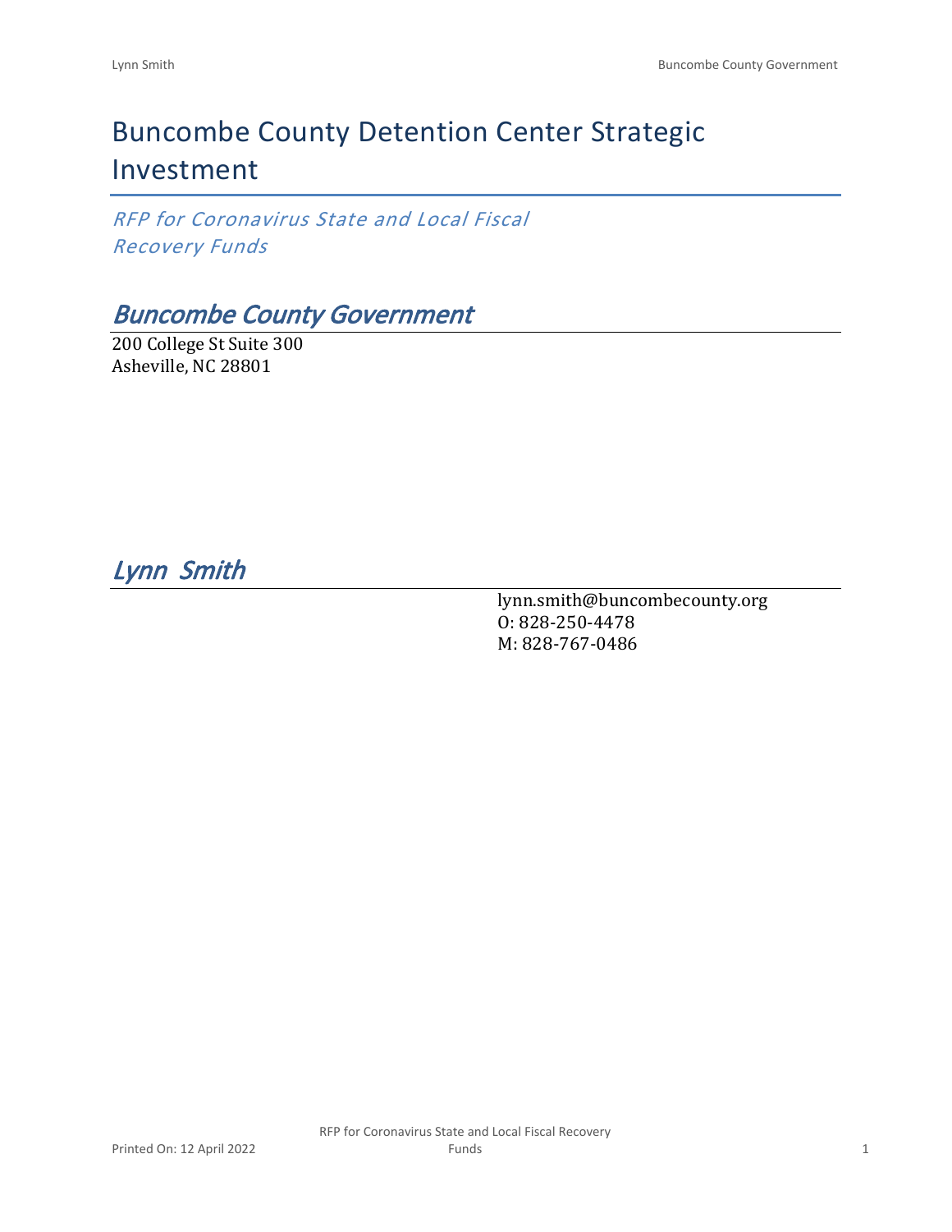# Buncombe County Detention Center Strategic Investment

*RFP for Coronavirus State and Local Fiscal Recovery Funds*

## *Buncombe County Government*

200 College St Suite 300
Asheville, NC 28801

## *Lynn Smith*

lynn.smith@buncombecounty.org
O: 828-250-4478
M: 828-767-0486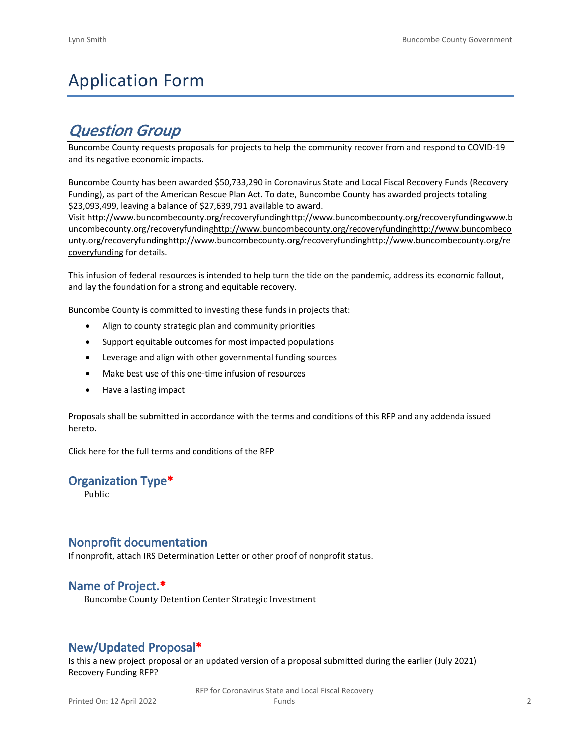# Application Form

## *Question Group*

Buncombe County requests proposals for projects to help the community recover from and respond to COVID-19 and its negative economic impacts.

Buncombe County has been awarded $50,733,290 in Coronavirus State and Local Fiscal Recovery Funds (Recovery Funding), as part of the American Rescue Plan Act. To date, Buncombe County has awarded projects totaling $23,093,499, leaving a balance of $27,639,791 available to award.
Visit http://www.buncombecounty.org/recoveryfundinghttp://www.buncombecounty.org/recoveryfundingwww.buncombecounty.org/recoveryfundinghttp://www.buncombecounty.org/recoveryfundinghttp://www.buncombecounty.org/recoveryfundinghttp://www.buncombecounty.org/recoveryfundinghttp://www.buncombecounty.org/recoveryfunding for details.

This infusion of federal resources is intended to help turn the tide on the pandemic, address its economic fallout, and lay the foundation for a strong and equitable recovery.

Buncombe County is committed to investing these funds in projects that:

- Align to county strategic plan and community priorities
- Support equitable outcomes for most impacted populations
- Leverage and align with other governmental funding sources
- Make best use of this one-time infusion of resources
- Have a lasting impact

Proposals shall be submitted in accordance with the terms and conditions of this RFP and any addenda issued hereto.

Click here for the full terms and conditions of the RFP

### Organization Type*

Public

### Nonprofit documentation

If nonprofit, attach IRS Determination Letter or other proof of nonprofit status.

### Name of Project.*

Buncombe County Detention Center Strategic Investment

### New/Updated Proposal*

Is this a new project proposal or an updated version of a proposal submitted during the earlier (July 2021) Recovery Funding RFP?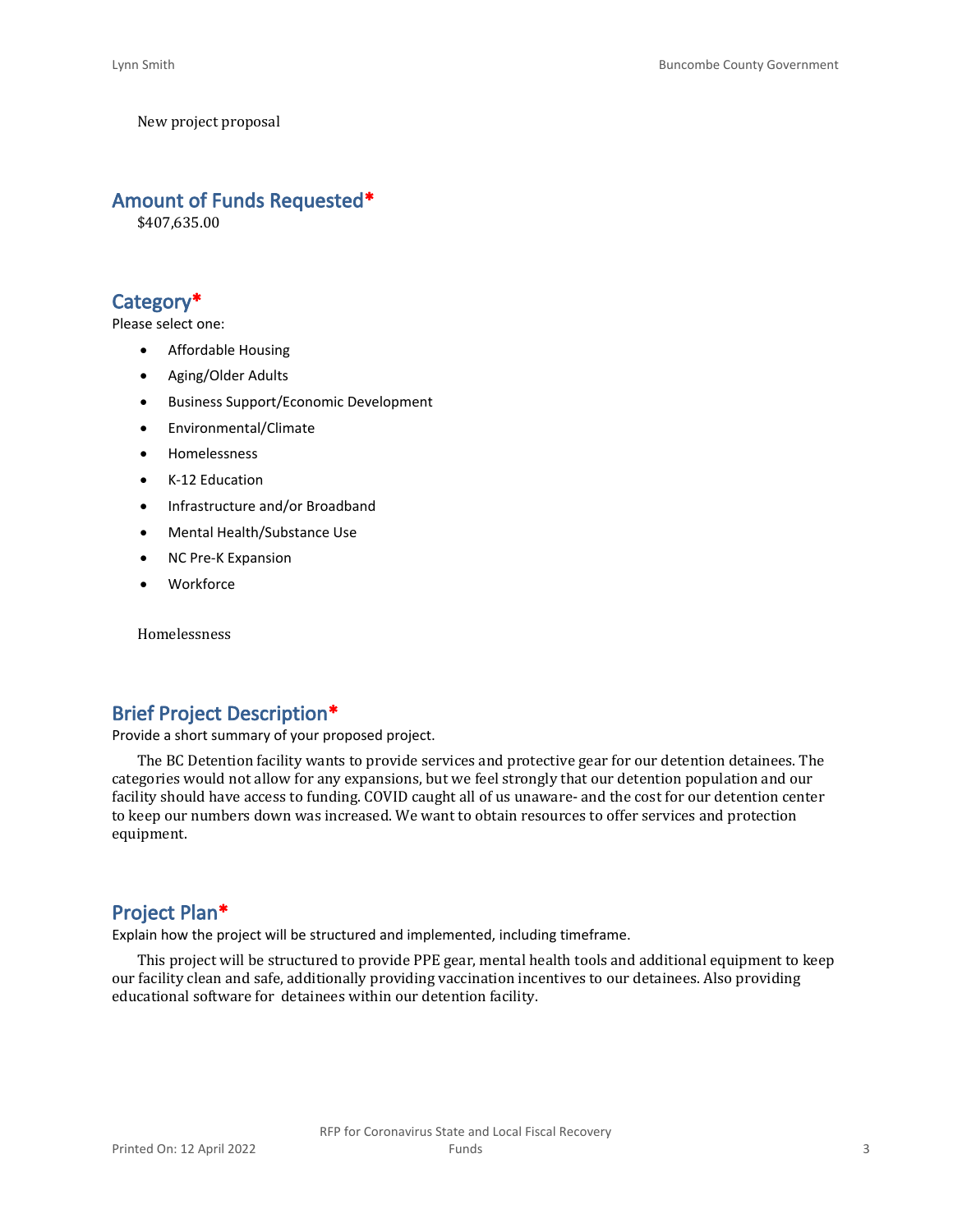New project proposal

## Amount of Funds Requested*

$407,635.00

## Category*

Please select one:

- Affordable Housing
- Aging/Older Adults
- Business Support/Economic Development
- Environmental/Climate
- Homelessness
- K-12 Education
- Infrastructure and/or Broadband
- Mental Health/Substance Use
- NC Pre-K Expansion
- Workforce

Homelessness

## Brief Project Description*

Provide a short summary of your proposed project.

The BC Detention facility wants to provide services and protective gear for our detention detainees. The categories would not allow for any expansions, but we feel strongly that our detention population and our facility should have access to funding. COVID caught all of us unaware- and the cost for our detention center to keep our numbers down was increased. We want to obtain resources to offer services and protection equipment.

## Project Plan*

Explain how the project will be structured and implemented, including timeframe.

This project will be structured to provide PPE gear, mental health tools and additional equipment to keep our facility clean and safe, additionally providing vaccination incentives to our detainees. Also providing educational software for detainees within our detention facility.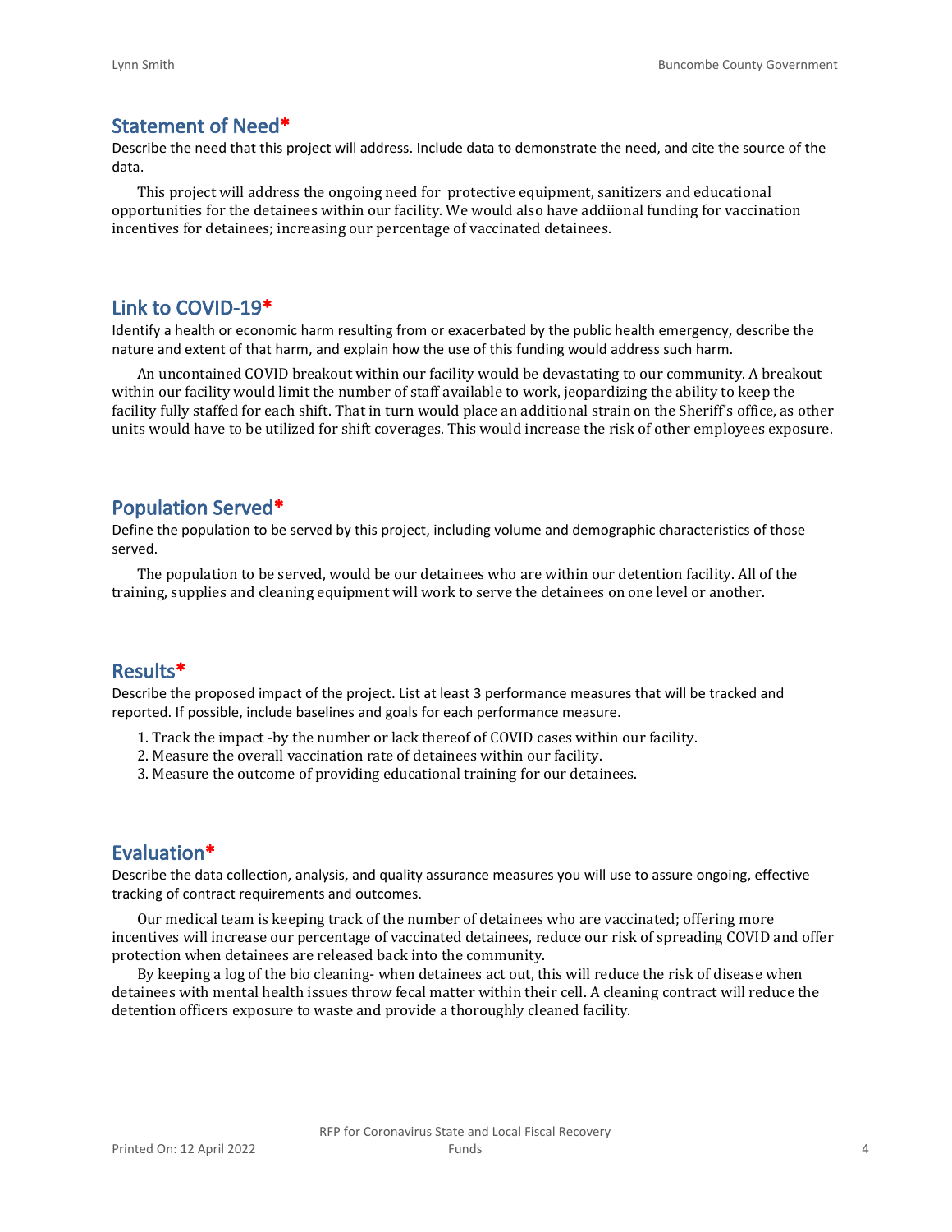## Statement of Need*

Describe the need that this project will address. Include data to demonstrate the need, and cite the source of the data.

This project will address the ongoing need for protective equipment, sanitizers and educational opportunities for the detainees within our facility. We would also have addiional funding for vaccination incentives for detainees; increasing our percentage of vaccinated detainees.

## Link to COVID-19*

Identify a health or economic harm resulting from or exacerbated by the public health emergency, describe the nature and extent of that harm, and explain how the use of this funding would address such harm.

An uncontained COVID breakout within our facility would be devastating to our community. A breakout within our facility would limit the number of staff available to work, jeopardizing the ability to keep the facility fully staffed for each shift. That in turn would place an additional strain on the Sheriff's office, as other units would have to be utilized for shift coverages. This would increase the risk of other employees exposure.

## Population Served*

Define the population to be served by this project, including volume and demographic characteristics of those served.

The population to be served, would be our detainees who are within our detention facility. All of the training, supplies and cleaning equipment will work to serve the detainees on one level or another.

## Results*

Describe the proposed impact of the project. List at least 3 performance measures that will be tracked and reported. If possible, include baselines and goals for each performance measure.

1. Track the impact -by the number or lack thereof of COVID cases within our facility.
2. Measure the overall vaccination rate of detainees within our facility.
3. Measure the outcome of providing educational training for our detainees.

## Evaluation*

Describe the data collection, analysis, and quality assurance measures you will use to assure ongoing, effective tracking of contract requirements and outcomes.

Our medical team is keeping track of the number of detainees who are vaccinated; offering more incentives will increase our percentage of vaccinated detainees, reduce our risk of spreading COVID and offer protection when detainees are released back into the community.

By keeping a log of the bio cleaning- when detainees act out, this will reduce the risk of disease when detainees with mental health issues throw fecal matter within their cell. A cleaning contract will reduce the detention officers exposure to waste and provide a thoroughly cleaned facility.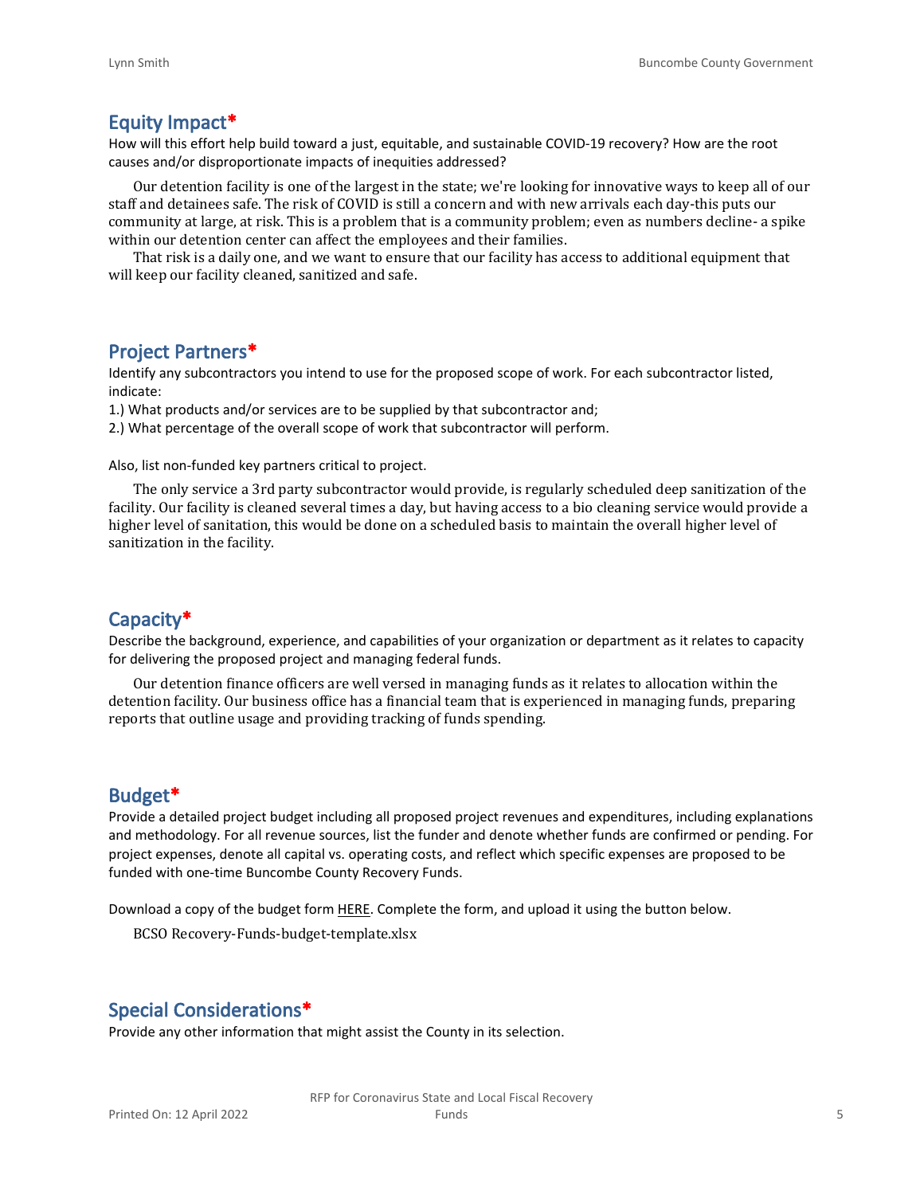## Equity Impact*

How will this effort help build toward a just, equitable, and sustainable COVID-19 recovery? How are the root causes and/or disproportionate impacts of inequities addressed?

Our detention facility is one of the largest in the state; we're looking for innovative ways to keep all of our staff and detainees safe. The risk of COVID is still a concern and with new arrivals each day-this puts our community at large, at risk. This is a problem that is a community problem; even as numbers decline- a spike within our detention center can affect the employees and their families.

That risk is a daily one, and we want to ensure that our facility has access to additional equipment that will keep our facility cleaned, sanitized and safe.

## Project Partners*

Identify any subcontractors you intend to use for the proposed scope of work. For each subcontractor listed, indicate:

1.) What products and/or services are to be supplied by that subcontractor and;

2.) What percentage of the overall scope of work that subcontractor will perform.

Also, list non-funded key partners critical to project.

The only service a 3rd party subcontractor would provide, is regularly scheduled deep sanitization of the facility. Our facility is cleaned several times a day, but having access to a bio cleaning service would provide a higher level of sanitation, this would be done on a scheduled basis to maintain the overall higher level of sanitization in the facility.

## Capacity*

Describe the background, experience, and capabilities of your organization or department as it relates to capacity for delivering the proposed project and managing federal funds.

Our detention finance officers are well versed in managing funds as it relates to allocation within the detention facility. Our business office has a financial team that is experienced in managing funds, preparing reports that outline usage and providing tracking of funds spending.

## Budget*

Provide a detailed project budget including all proposed project revenues and expenditures, including explanations and methodology. For all revenue sources, list the funder and denote whether funds are confirmed or pending. For project expenses, denote all capital vs. operating costs, and reflect which specific expenses are proposed to be funded with one-time Buncombe County Recovery Funds.

Download a copy of the budget form HERE. Complete the form, and upload it using the button below.

BCSO Recovery-Funds-budget-template.xlsx

## Special Considerations*

Provide any other information that might assist the County in its selection.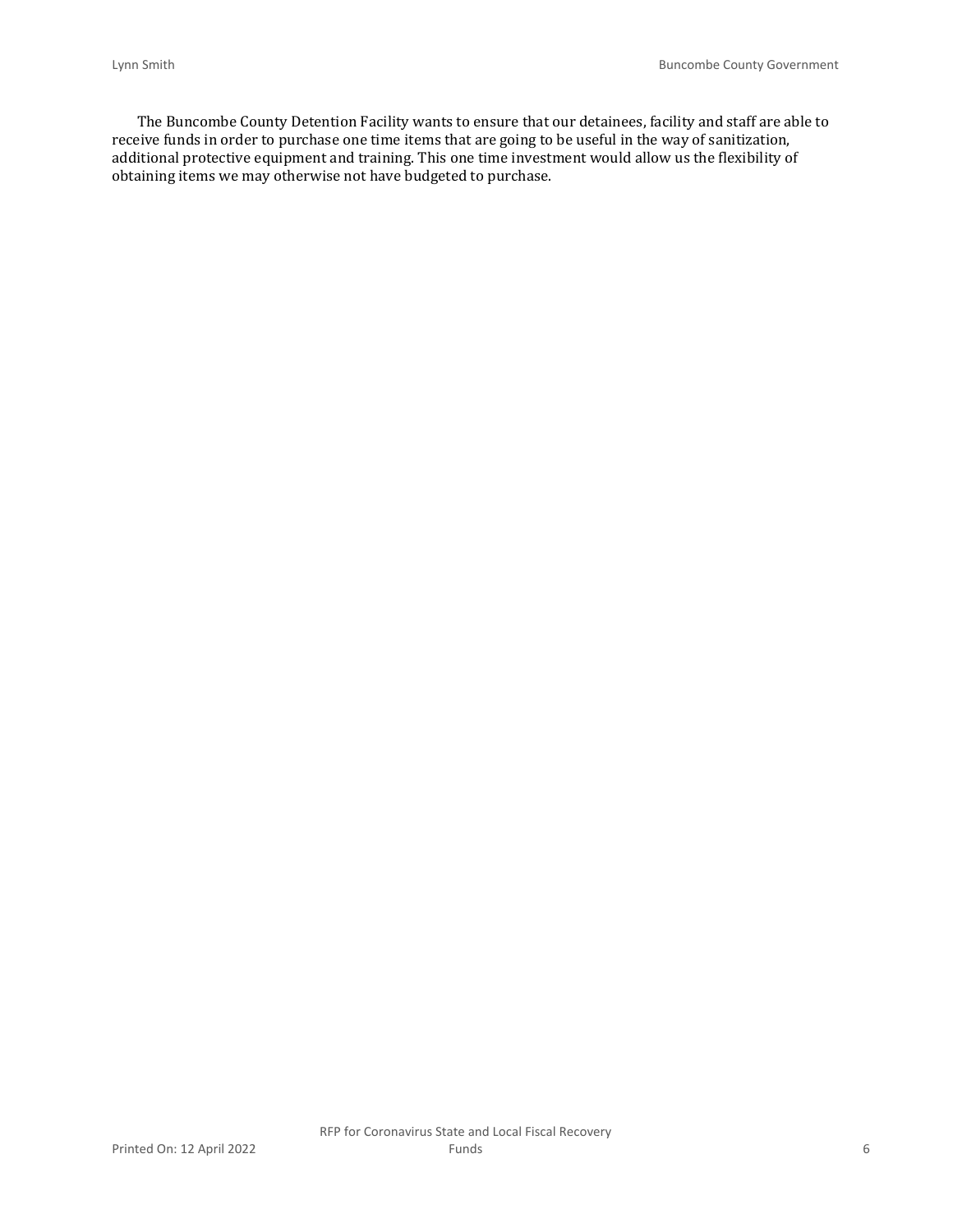The Buncombe County Detention Facility wants to ensure that our detainees, facility and staff are able to receive funds in order to purchase one time items that are going to be useful in the way of sanitization, additional protective equipment and training. This one time investment would allow us the flexibility of obtaining items we may otherwise not have budgeted to purchase.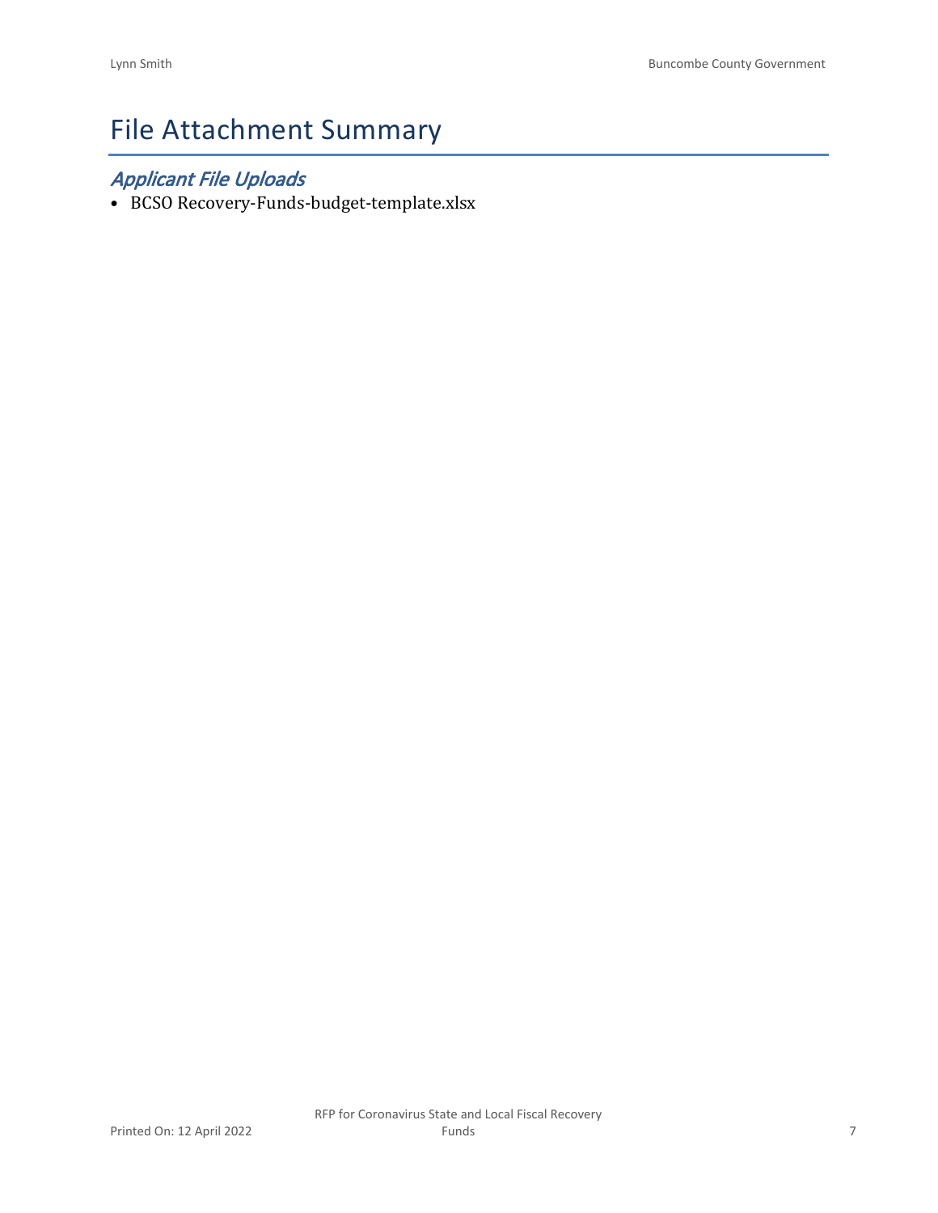# File Attachment Summary

## *Applicant File Uploads*

- BCSO Recovery-Funds-budget-template.xlsx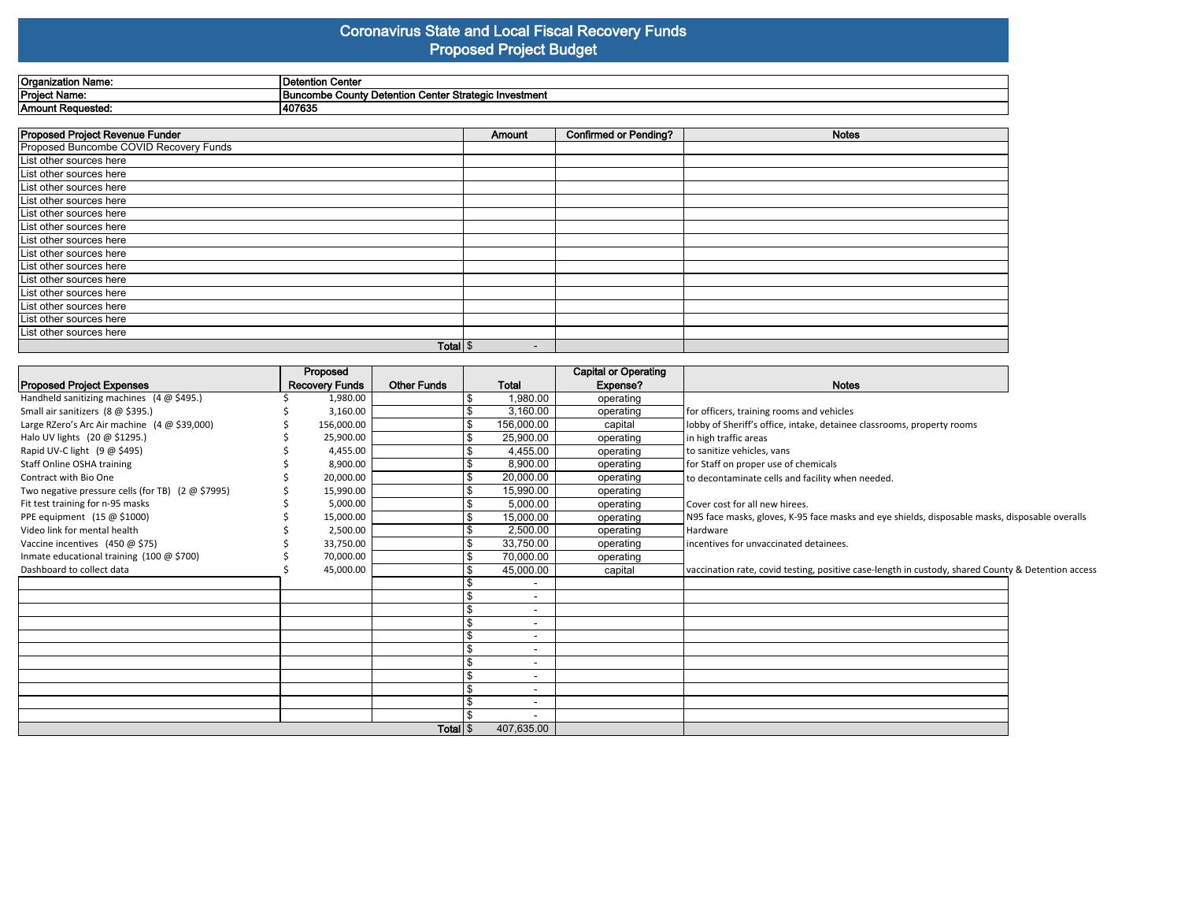# Coronavirus State and Local Fiscal Recovery Funds
## Proposed Project Budget

| | |
|---|---|
| **Organization Name:** | **Detention Center** |
| **Project Name:** | **Buncombe County Detention Center Strategic Investment** |
| **Amount Requested:** | **407635** |

| Proposed Project Revenue Funder | Amount | Confirmed or Pending? | Notes |
|---|---|---|---|
| Proposed Buncombe COVID Recovery Funds | | | |
| List other sources here | | | |
| List other sources here | | | |
| List other sources here | | | |
| List other sources here | | | |
| List other sources here | | | |
| List other sources here | | | |
| List other sources here | | | |
| List other sources here | | | |
| List other sources here | | | |
| List other sources here | | | |
| List other sources here | | | |
| List other sources here | | | |
| List other sources here | | | |
| List other sources here | | | |
| **Total** | $ - | | |

| Proposed Project Expenses | Proposed Recovery Funds | Other Funds | Total | Capital or Operating Expense? | Notes |
|---|---|---|---|---|---|
| Handheld sanitizing machines (4 @ $495.) | $ 1,980.00 | | $ 1,980.00 | operating | |
| Small air sanitizers (8 @ $395.) | $ 3,160.00 | | $ 3,160.00 | operating | for officers, training rooms and vehicles |
| Large RZero's Arc Air machine (4 @ $39,000) | $ 156,000.00 | | $ 156,000.00 | capital | lobby of Sheriff's office, intake, detainee classrooms, property rooms |
| Halo UV lights (20 @ $1295.) | $ 25,900.00 | | $ 25,900.00 | operating | in high traffic areas |
| Rapid UV-C light (9 @ $495) | $ 4,455.00 | | $ 4,455.00 | operating | to sanitize vehicles, vans |
| Staff Online OSHA training | $ 8,900.00 | | $ 8,900.00 | operating | for Staff on proper use of chemicals |
| Contract with Bio One | $ 20,000.00 | | $ 20,000.00 | operating | to decontaminate cells and facility when needed. |
| Two negative pressure cells (for TB) (2 @ $7995) | $ 15,990.00 | | $ 15,990.00 | operating | |
| Fit test training for n-95 masks | $ 5,000.00 | | $ 5,000.00 | operating | Cover cost for all new hirees. |
| PPE equipment (15 @ $1000) | $ 15,000.00 | | $ 15,000.00 | operating | N95 face masks, gloves, K-95 face masks and eye shields, disposable masks, disposable overalls |
| Video link for mental health | $ 2,500.00 | | $ 2,500.00 | operating | Hardware |
| Vaccine incentives (450 @ $75) | $ 33,750.00 | | $ 33,750.00 | operating | incentives for unvaccinated detainees. |
| Inmate educational training (100 @ $700) | $ 70,000.00 | | $ 70,000.00 | operating | |
| Dashboard to collect data | $ 45,000.00 | | $ 45,000.00 | capital | vaccination rate, covid testing, positive case-length in custody, shared County & Detention access |
| | | | $ - | | |
| | | | $ - | | |
| | | | $ - | | |
| | | | $ - | | |
| | | | $ - | | |
| | | | $ - | | |
| | | | $ - | | |
| | | | $ - | | |
| | | | $ - | | |
| | | | $ - | | |
| | | | $ - | | |
| | | **Total** | $ 407,635.00 | | |